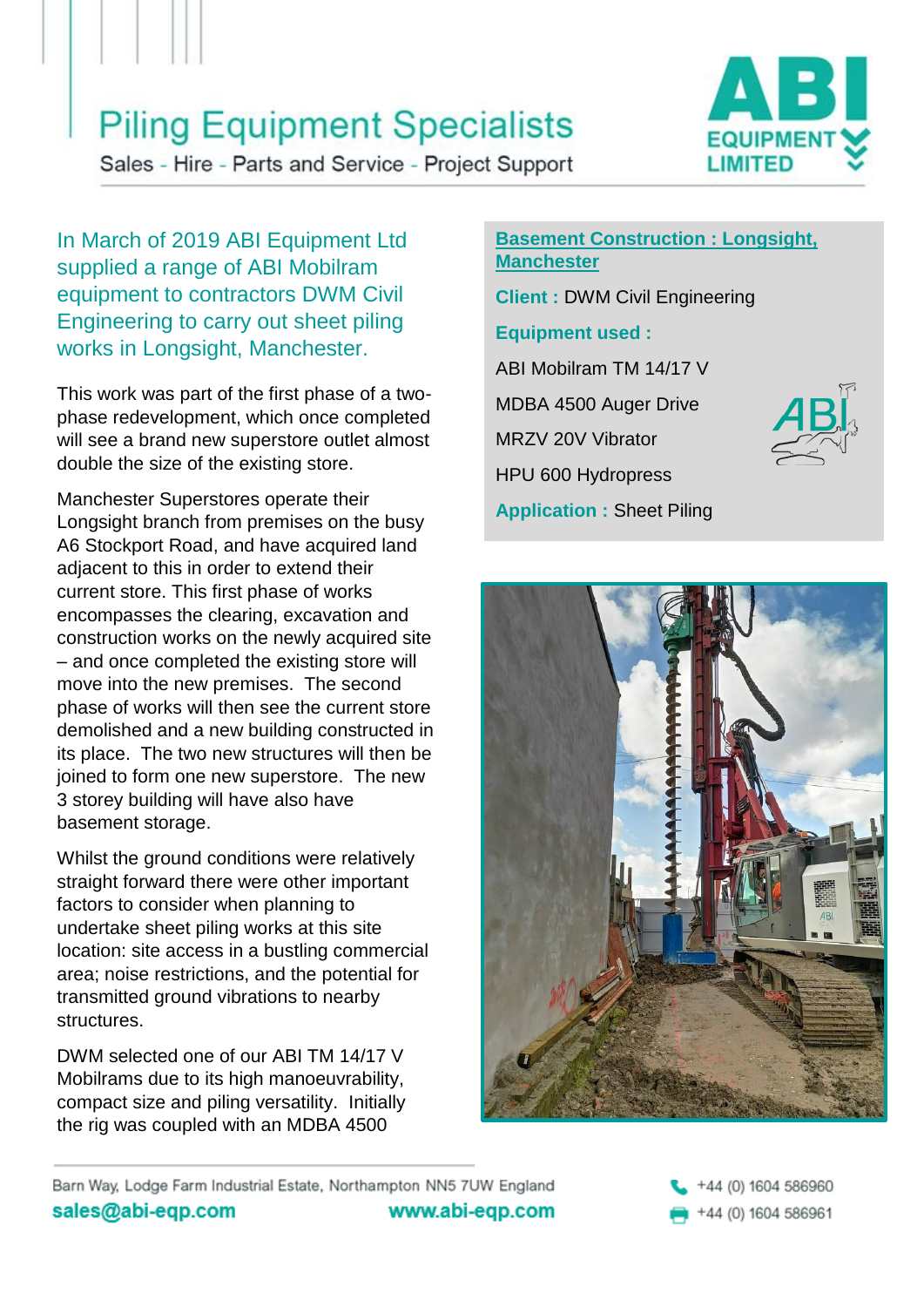# Piling Equipment Specialists

Sales - Hire - Parts and Service - Project Support

ABI EQUIPMENT LIMITED

In March of 2019 ABI Equipment Ltd supplied a range of ABI Mobilram equipment to contractors DWM Civil Engineering to carry out sheet piling works in Longsight, Manchester.

This work was part of the first phase of a two-phase redevelopment, which once completed will see a brand new superstore outlet almost double the size of the existing store.

Manchester Superstores operate their Longsight branch from premises on the busy A6 Stockport Road, and have acquired land adjacent to this in order to extend their current store. This first phase of works encompasses the clearing, excavation and construction works on the newly acquired site – and once completed the existing store will move into the new premises. The second phase of works will then see the current store demolished and a new building constructed in its place. The two new structures will then be joined to form one new superstore. The new 3 storey building will have also have basement storage.

Whilst the ground conditions were relatively straight forward there were other important factors to consider when planning to undertake sheet piling works at this site location: site access in a bustling commercial area; noise restrictions, and the potential for transmitted ground vibrations to nearby structures.

DWM selected one of our ABI TM 14/17 V Mobilrams due to its high manoeuvrability, compact size and piling versatility. Initially the rig was coupled with an MDBA 4500

**Basement Construction : Longsight, Manchester**

**Client :** DWM Civil Engineering

**Equipment used :**

ABI Mobilram TM 14/17 V

MDBA 4500 Auger Drive

MRZV 20V Vibrator

HPU 600 Hydropress

**Application :** Sheet Piling

Barn Way, Lodge Farm Industrial Estate, Northampton NN5 7UW England

sales@abi-eqp.com www.abi-eqp.com

+44 (0) 1604 586960

+44 (0) 1604 586961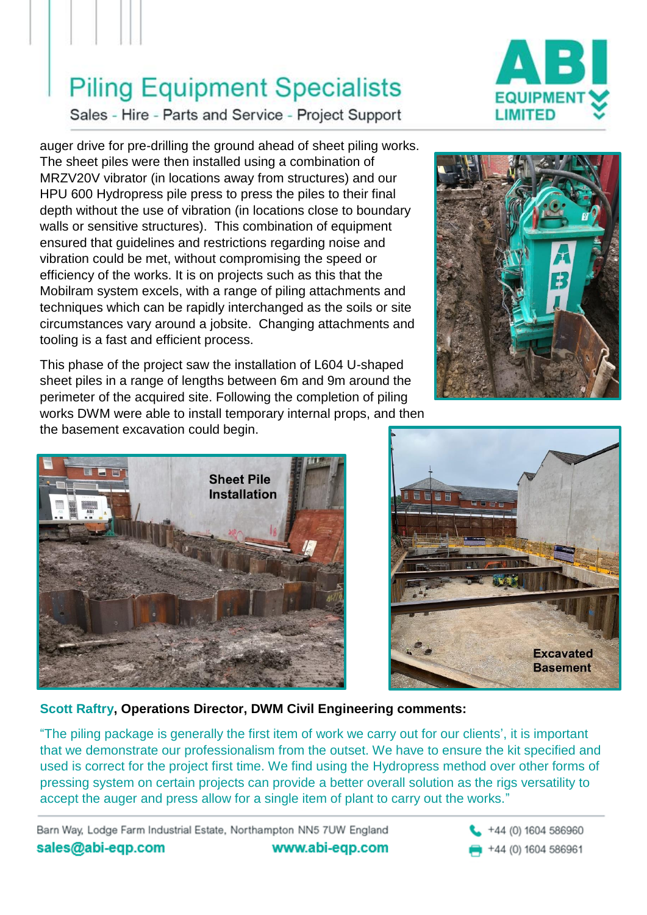auger drive for pre-drilling the ground ahead of sheet piling works. The sheet piles were then installed using a combination of MRZV20V vibrator (in locations away from structures) and our HPU 600 Hydropress pile press to press the piles to their final depth without the use of vibration (in locations close to boundary walls or sensitive structures). This combination of equipment ensured that guidelines and restrictions regarding noise and vibration could be met, without compromising the speed or efficiency of the works. It is on projects such as this that the Mobilram system excels, with a range of piling attachments and techniques which can be rapidly interchanged as the soils or site circumstances vary around a jobsite. Changing attachments and tooling is a fast and efficient process.

This phase of the project saw the installation of L604 U-shaped sheet piles in a range of lengths between 6m and 9m around the perimeter of the acquired site. Following the completion of piling works DWM were able to install temporary internal props, and then the basement excavation could begin.

Sheet Pile Installation

Excavated Basement

**Scott Raftry, Operations Director, DWM Civil Engineering comments:**

"The piling package is generally the first item of work we carry out for our clients', it is important that we demonstrate our professionalism from the outset. We have to ensure the kit specified and used is correct for the project first time. We find using the Hydropress method over other forms of pressing system on certain projects can provide a better overall solution as the rigs versatility to accept the auger and press allow for a single item of plant to carry out the works."